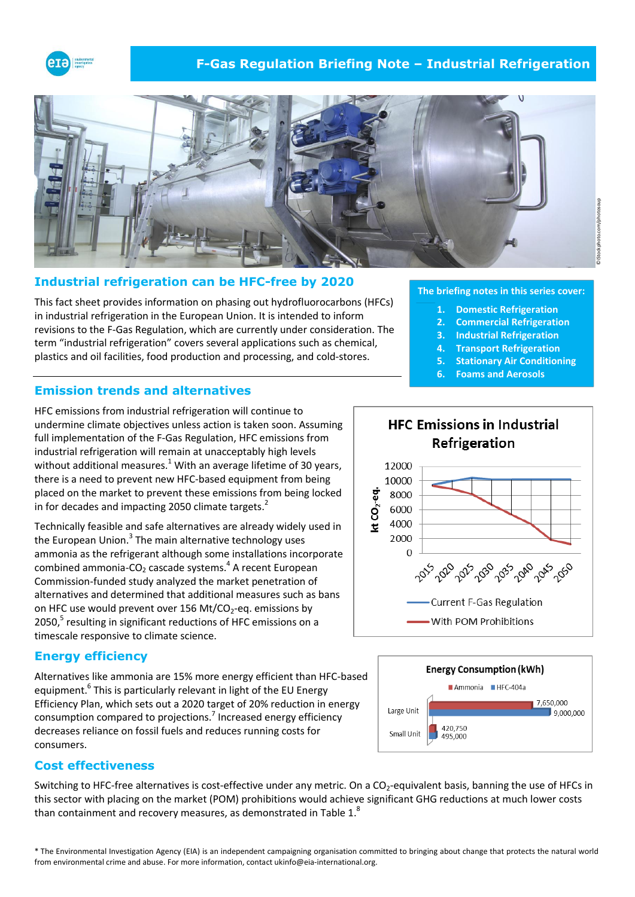# F-Gas Regulation Briefing Note – Industrial Refrigeration

## Industrial refrigeration can be HFC-free by 2020

This fact sheet provides information on phasing out hydrofluorocarbons (HFCs) in industrial refrigeration in the European Union. It is intended to inform revisions to the F-Gas Regulation, which are currently under consideration. The term "industrial refrigeration" covers several applications such as chemical, plastics and oil facilities, food production and processing, and cold-stores.

**The briefing notes in this series cover:**

1. Domestic Refrigeration
2. Commercial Refrigeration
3. Industrial Refrigeration
4. Transport Refrigeration
5. Stationary Air Conditioning
6. Foams and Aerosols

## Emission trends and alternatives

HFC emissions from industrial refrigeration will continue to undermine climate objectives unless action is taken soon. Assuming full implementation of the F-Gas Regulation, HFC emissions from industrial refrigeration will remain at unacceptably high levels without additional measures.[1] With an average lifetime of 30 years, there is a need to prevent new HFC-based equipment from being placed on the market to prevent these emissions from being locked in for decades and impacting 2050 climate targets.[2]

Technically feasible and safe alternatives are already widely used in the European Union.[3] The main alternative technology uses ammonia as the refrigerant although some installations incorporate combined ammonia-$CO_2$ cascade systems.[4] A recent European Commission-funded study analyzed the market penetration of alternatives and determined that additional measures such as bans on HFC use would prevent over 156 Mt/$CO_2$-eq. emissions by 2050,[5] resulting in significant reductions of HFC emissions on a timescale responsive to climate science.

**HFC Emissions in Industrial Refrigeration**

(Chart: kt $CO_2$-eq., 2015–2050; series: Current F-Gas Regulation; With POM Prohibitions)

## Energy efficiency

Alternatives like ammonia are 15% more energy efficient than HFC-based equipment.[6] This is particularly relevant in light of the EU Energy Efficiency Plan, which sets out a 2020 target of 20% reduction in energy consumption compared to projections.[7] Increased energy efficiency decreases reliance on fossil fuels and reduces running costs for consumers.

**Energy Consumption (kWh)**

| | Ammonia | HFC-404a |
|---|---|---|
| Large Unit | 7,650,000 | 9,000,000 |
| Small Unit | 420,750 | 495,000 |

## Cost effectiveness

Switching to HFC-free alternatives is cost-effective under any metric. On a $CO_2$-equivalent basis, banning the use of HFCs in this sector with placing on the market (POM) prohibitions would achieve significant GHG reductions at much lower costs than containment and recovery measures, as demonstrated in Table 1.[8]

\* The Environmental Investigation Agency (EIA) is an independent campaigning organisation committed to bringing about change that protects the natural world from environmental crime and abuse. For more information, contact ukinfo@eia-international.org.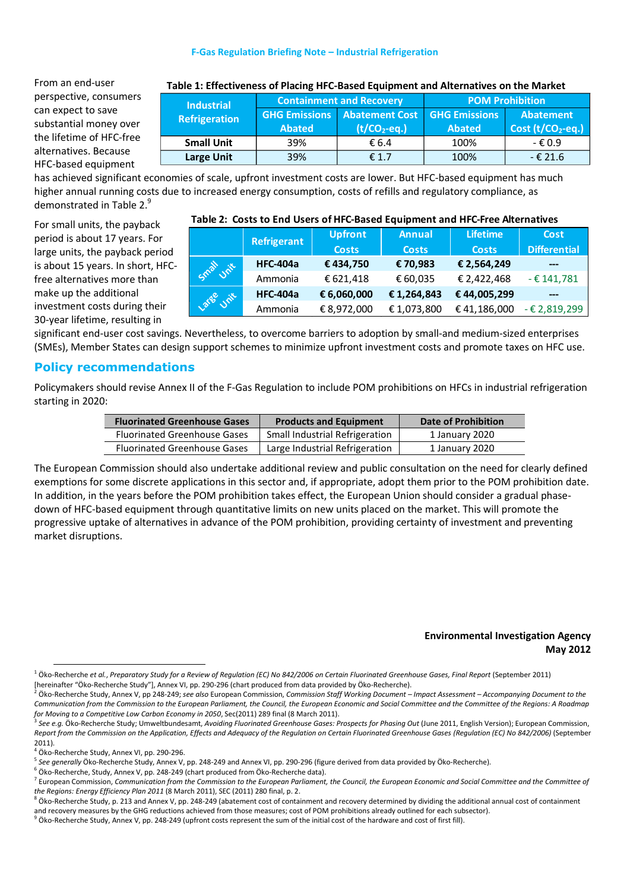From an end-user perspective, consumers can expect to save substantial money over the lifetime of HFC-free alternatives. Because HFC-based equipment has achieved significant economies of scale, upfront investment costs are lower. But HFC-based equipment has much higher annual running costs due to increased energy consumption, costs of refills and regulatory compliance, as demonstrated in Table 2.[9]

**Table 1: Effectiveness of Placing HFC-Based Equipment and Alternatives on the Market**

| Industrial Refrigeration | Containment and Recovery | | POM Prohibition | |
|---|---|---|---|---|
| | GHG Emissions Abated | Abatement Cost ($t/CO_2$-eq.) | GHG Emissions Abated | Abatement Cost ($t/CO_2$-eq.) |
| **Small Unit** | 39% | € 6.4 | 100% | - € 0.9 |
| **Large Unit** | 39% | € 1.7 | 100% | - € 21.6 |

For small units, the payback period is about 17 years. For large units, the payback period is about 15 years. In short, HFC-free alternatives more than make up the additional investment costs during their 30-year lifetime, resulting in significant end-user cost savings. Nevertheless, to overcome barriers to adoption by small-and medium-sized enterprises (SMEs), Member States can design support schemes to minimize upfront investment costs and promote taxes on HFC use.

**Table 2: Costs to End Users of HFC-Based Equipment and HFC-Free Alternatives**

| | Refrigerant | Upfront Costs | Annual Costs | Lifetime Costs | Cost Differential |
|---|---|---|---|---|---|
| Small Unit | **HFC-404a** | **€ 434,750** | **€ 70,983** | **€ 2,564,249** | --- |
| | Ammonia | € 621,418 | € 60,035 | € 2,422,468 | - € 141,781 |
| Large Unit | **HFC-404a** | **€ 6,060,000** | **€ 1,264,843** | **€ 44,005,299** | --- |
| | Ammonia | € 8,972,000 | € 1,073,800 | € 41,186,000 | - € 2,819,299 |

## Policy recommendations

Policymakers should revise Annex II of the F-Gas Regulation to include POM prohibitions on HFCs in industrial refrigeration starting in 2020:

| Fluorinated Greenhouse Gases | Products and Equipment | Date of Prohibition |
|---|---|---|
| Fluorinated Greenhouse Gases | Small Industrial Refrigeration | 1 January 2020 |
| Fluorinated Greenhouse Gases | Large Industrial Refrigeration | 1 January 2020 |

The European Commission should also undertake additional review and public consultation on the need for clearly defined exemptions for some discrete applications in this sector and, if appropriate, adopt them prior to the POM prohibition date. In addition, in the years before the POM prohibition takes effect, the European Union should consider a gradual phase-down of HFC-based equipment through quantitative limits on new units placed on the market. This will promote the progressive uptake of alternatives in advance of the POM prohibition, providing certainty of investment and preventing market disruptions.

**Environmental Investigation Agency**
**May 2012**

---

[1] Öko-Recherche *et al.*, *Preparatory Study for a Review of Regulation (EC) No 842/2006 on Certain Fluorinated Greenhouse Gases, Final Report* (September 2011) [hereinafter "Öko-Recherche Study"], Annex VI, pp. 290-296 (chart produced from data provided by Öko-Recherche).

[2] Öko-Recherche Study, Annex V, pp 248-249; *see also* European Commission, *Commission Staff Working Document – Impact Assessment – Accompanying Document to the Communication from the Commission to the European Parliament, the Council, the European Economic and Social Committee and the Committee of the Regions: A Roadmap for Moving to a Competitive Low Carbon Economy in 2050*, Sec(2011) 289 final (8 March 2011).

[3] *See e.g.* Öko-Recherche Study; Umweltbundesamt, *Avoiding Fluorinated Greenhouse Gases: Prospects for Phasing Out* (June 2011, English Version); European Commission, *Report from the Commission on the Application, Effects and Adequacy of the Regulation on Certain Fluorinated Greenhouse Gases (Regulation (EC) No 842/2006)* (September 2011).

[4] Öko-Recherche Study, Annex VI, pp. 290-296.

[5] *See generally* Öko-Recherche Study, Annex V, pp. 248-249 and Annex VI, pp. 290-296 (figure derived from data provided by Öko-Recherche).

[6] Öko-Recherche, Study, Annex V, pp. 248-249 (chart produced from Öko-Recherche data).

[7] European Commission, *Communication from the Commission to the European Parliament, the Council, the European Economic and Social Committee and the Committee of the Regions: Energy Efficiency Plan 2011* (8 March 2011), SEC (2011) 280 final, p. 2.

[8] Öko-Recherche Study, p. 213 and Annex V, pp. 248-249 (abatement cost of containment and recovery determined by dividing the additional annual cost of containment and recovery measures by the GHG reductions achieved from those measures; cost of POM prohibitions already outlined for each subsector).

[9] Öko-Recherche Study, Annex V, pp. 248-249 (upfront costs represent the sum of the initial cost of the hardware and cost of first fill).